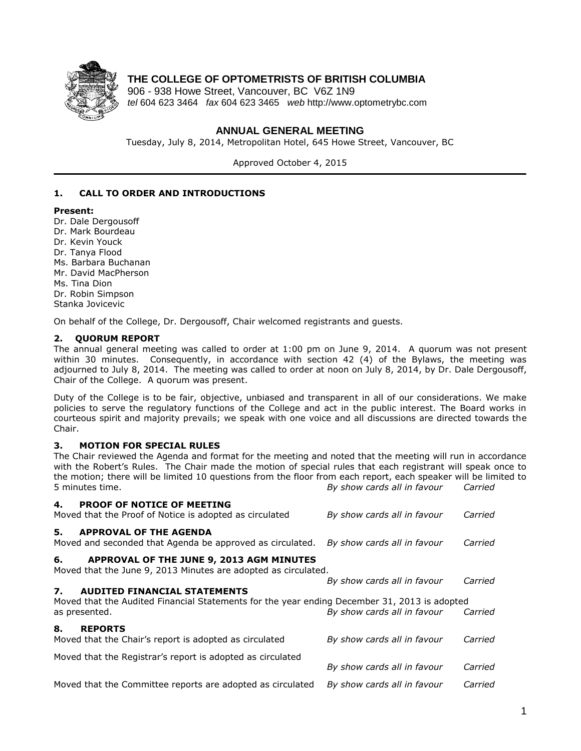**THE COLLEGE OF OPTOMETRISTS OF BRITISH COLUMBIA**
906 - 938 Howe Street, Vancouver, BC V6Z 1N9
*tel* 604 623 3464 *fax* 604 623 3465 *web* http://www.optometrybc.com

## ANNUAL GENERAL MEETING

Tuesday, July 8, 2014, Metropolitan Hotel, 645 Howe Street, Vancouver, BC

Approved October 4, 2015

### 1. CALL TO ORDER AND INTRODUCTIONS

**Present:**
Dr. Dale Dergousoff
Dr. Mark Bourdeau
Dr. Kevin Youck
Dr. Tanya Flood
Ms. Barbara Buchanan
Mr. David MacPherson
Ms. Tina Dion
Dr. Robin Simpson
Stanka Jovicevic

On behalf of the College, Dr. Dergousoff, Chair welcomed registrants and guests.

### 2. QUORUM REPORT

The annual general meeting was called to order at 1:00 pm on June 9, 2014. A quorum was not present within 30 minutes. Consequently, in accordance with section 42 (4) of the Bylaws, the meeting was adjourned to July 8, 2014. The meeting was called to order at noon on July 8, 2014, by Dr. Dale Dergousoff, Chair of the College. A quorum was present.

Duty of the College is to be fair, objective, unbiased and transparent in all of our considerations. We make policies to serve the regulatory functions of the College and act in the public interest. The Board works in courteous spirit and majority prevails; we speak with one voice and all discussions are directed towards the Chair.

### 3. MOTION FOR SPECIAL RULES

The Chair reviewed the Agenda and format for the meeting and noted that the meeting will run in accordance with the Robert's Rules. The Chair made the motion of special rules that each registrant will speak once to the motion; there will be limited 10 questions from the floor from each report, each speaker will be limited to 5 minutes time. *By show cards all in favour* *Carried*

### 4. PROOF OF NOTICE OF MEETING

Moved that the Proof of Notice is adopted as circulated *By show cards all in favour* *Carried*

### 5. APPROVAL OF THE AGENDA

Moved and seconded that Agenda be approved as circulated. *By show cards all in favour* *Carried*

### 6. APPROVAL OF THE JUNE 9, 2013 AGM MINUTES

Moved that the June 9, 2013 Minutes are adopted as circulated.
*By show cards all in favour* *Carried*

### 7. AUDITED FINANCIAL STATEMENTS

Moved that the Audited Financial Statements for the year ending December 31, 2013 is adopted as presented. *By show cards all in favour* *Carried*

### 8. REPORTS

Moved that the Chair's report is adopted as circulated *By show cards all in favour* *Carried*

Moved that the Registrar's report is adopted as circulated
*By show cards all in favour* *Carried*

Moved that the Committee reports are adopted as circulated *By show cards all in favour* *Carried*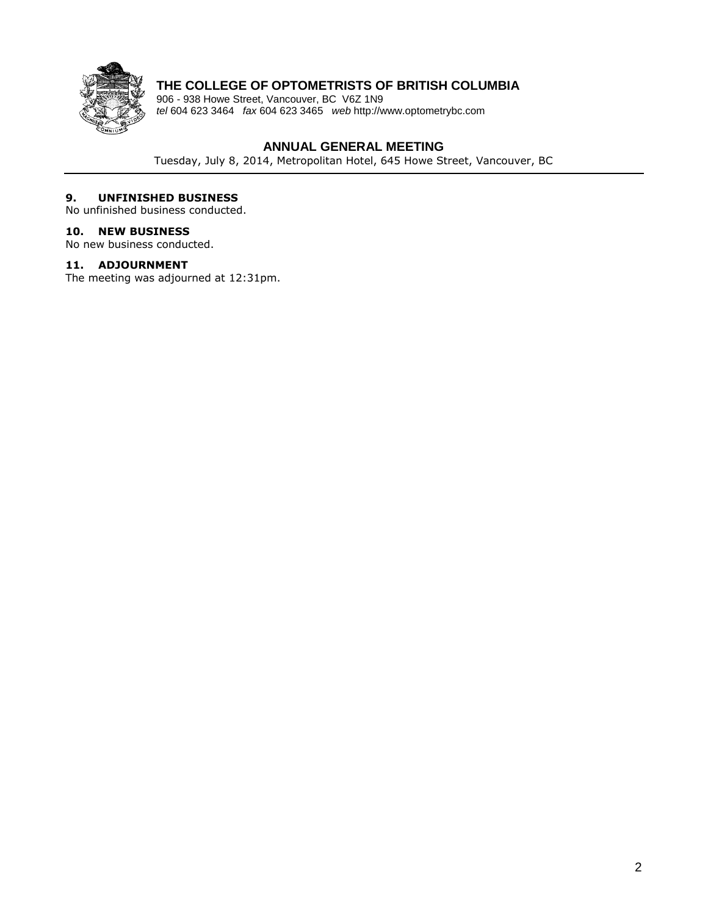**THE COLLEGE OF OPTOMETRISTS OF BRITISH COLUMBIA**
906 - 938 Howe Street, Vancouver, BC V6Z 1N9
*tel* 604 623 3464 *fax* 604 623 3465 *web* http://www.optometrybc.com

## ANNUAL GENERAL MEETING

Tuesday, July 8, 2014, Metropolitan Hotel, 645 Howe Street, Vancouver, BC

### 9. UNFINISHED BUSINESS

No unfinished business conducted.

### 10. NEW BUSINESS

No new business conducted.

### 11. ADJOURNMENT

The meeting was adjourned at 12:31pm.